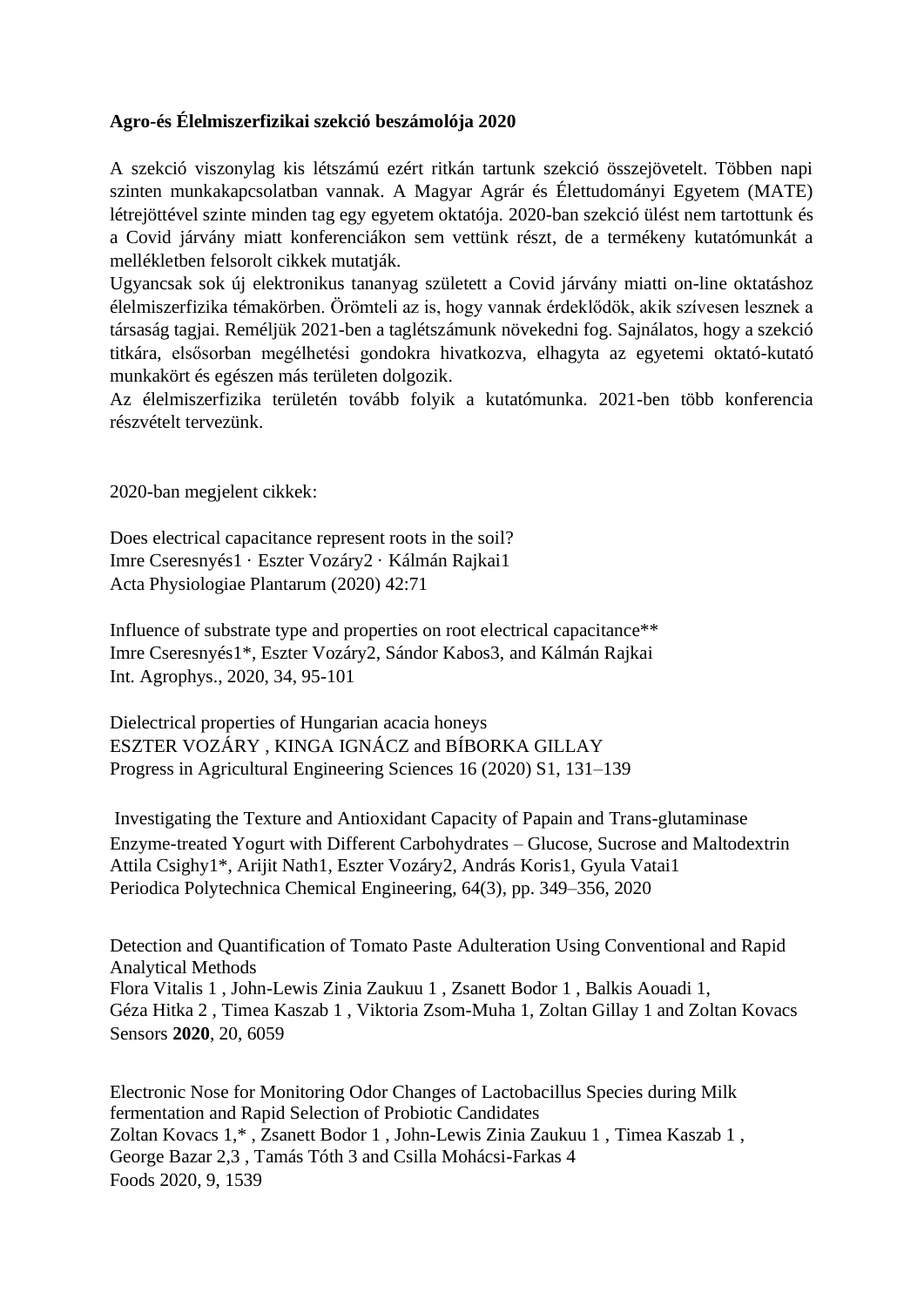**Agro-és Élelmiszerfizikai szekció beszámolója 2020**

A szekció viszonylag kis létszámú ezért ritkán tartunk szekció összejövetelt. Többen napi szinten munkakapcsolatban vannak. A Magyar Agrár és Élettudományi Egyetem (MATE) létrejöttével szinte minden tag egy egyetem oktatója. 2020-ban szekció ülést nem tartottunk és a Covid járvány miatt konferenciákon sem vettünk részt, de a termékeny kutatómunkát a mellékletben felsorolt cikkek mutatják.
Ugyancsak sok új elektronikus tananyag született a Covid járvány miatti on-line oktatáshoz élelmiszerfizika témakörben. Örömteli az is, hogy vannak érdeklődök, akik szívesen lesznek a társaság tagjai. Reméljük 2021-ben a taglétszámunk növekedni fog. Sajnálatos, hogy a szekció titkára, elsősorban megélhetési gondokra hivatkozva, elhagyta az egyetemi oktató-kutató munkakört és egészen más területen dolgozik.
Az élelmiszerfizika területén tovább folyik a kutatómunka. 2021-ben több konferencia részvételt tervezünk.

2020-ban megjelent cikkek:

Does electrical capacitance represent roots in the soil?
Imre Cseresnyés[1] · Eszter Vozáry[2] · Kálmán Rajkai[1]
Acta Physiologiae Plantarum (2020) 42:71

Influence of substrate type and properties on root electrical capacitance**
Imre Cseresnyés[1]*, Eszter Vozáry[2], Sándor Kabos[3], and Kálmán Rajkai
Int. Agrophys., 2020, 34, 95-101

Dielectrical properties of Hungarian acacia honeys
ESZTER VOZÁRY , KINGA IGNÁCZ and BÍBORKA GILLAY
Progress in Agricultural Engineering Sciences 16 (2020) S1, 131–139

Investigating the Texture and Antioxidant Capacity of Papain and Trans-glutaminase Enzyme-treated Yogurt with Different Carbohydrates – Glucose, Sucrose and Maltodextrin
Attila Csighy[1]*, Arijit Nath[1], Eszter Vozáry[2], András Koris[1], Gyula Vatai[1]
Periodica Polytechnica Chemical Engineering, 64(3), pp. 349–356, 2020

Detection and Quantification of Tomato Paste Adulteration Using Conventional and Rapid Analytical Methods
Flora Vitalis [1] , John-Lewis Zinia Zaukuu [1] , Zsanett Bodor [1] , Balkis Aouadi [1],
Géza Hitka [2] , Timea Kaszab [1] , Viktoria Zsom-Muha [1], Zoltan Gillay [1] and Zoltan Kovacs
Sensors **2020**, 20, 6059

Electronic Nose for Monitoring Odor Changes of Lactobacillus Species during Milk fermentation and Rapid Selection of Probiotic Candidates
Zoltan Kovacs [1],* , Zsanett Bodor [1] , John-Lewis Zinia Zaukuu [1] , Timea Kaszab [1] ,
George Bazar [2,3] , Tamás Tóth [3] and Csilla Mohácsi-Farkas [4]
Foods 2020, 9, 1539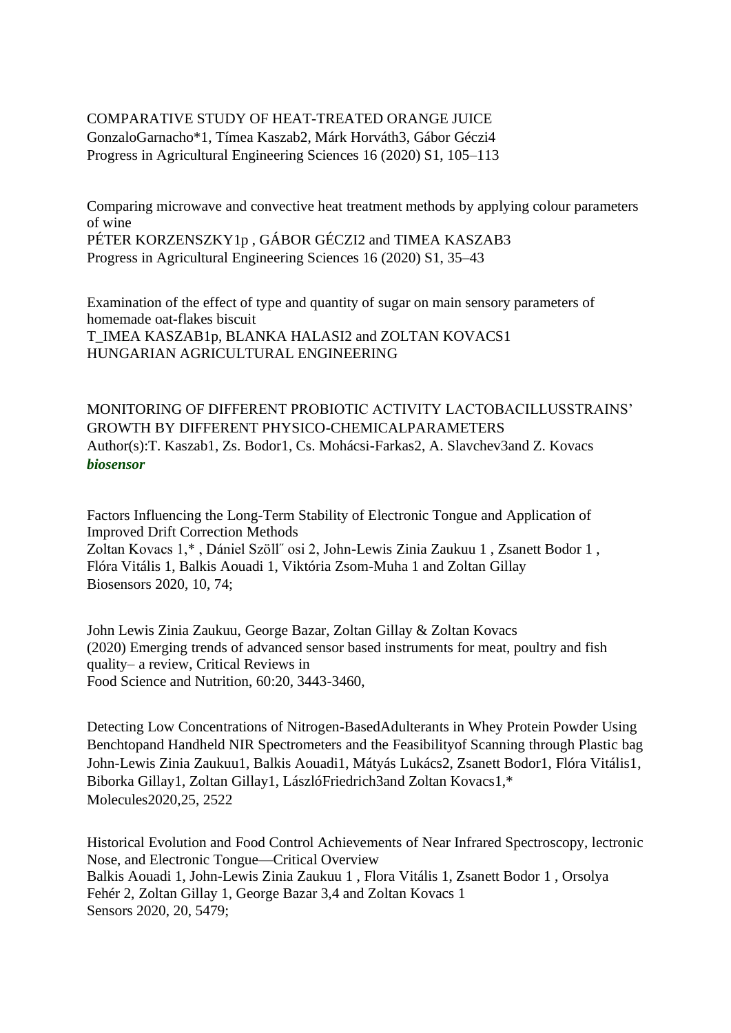COMPARATIVE STUDY OF HEAT-TREATED ORANGE JUICE
GonzaloGarnacho*1, Tímea Kaszab2, Márk Horváth3, Gábor Géczi4
Progress in Agricultural Engineering Sciences 16 (2020) S1, 105–113

Comparing microwave and convective heat treatment methods by applying colour parameters of wine
PÉTER KORZENSZKY1p , GÁBOR GÉCZI2 and TIMEA KASZAB3
Progress in Agricultural Engineering Sciences 16 (2020) S1, 35–43

Examination of the effect of type and quantity of sugar on main sensory parameters of homemade oat-flakes biscuit
T_IMEA KASZAB1p, BLANKA HALASI2 and ZOLTAN KOVACS1
HUNGARIAN AGRICULTURAL ENGINEERING

MONITORING OF DIFFERENT PROBIOTIC ACTIVITY LACTOBACILLUSSTRAINS' GROWTH BY DIFFERENT PHYSICO-CHEMICALPARAMETERS
Author(s):T. Kaszab1, Zs. Bodor1, Cs. Mohácsi-Farkas2, A. Slavchev3and Z. Kovacs
***biosensor***

Factors Influencing the Long-Term Stability of Electronic Tongue and Application of Improved Drift Correction Methods
Zoltan Kovacs 1,* , Dániel Szöll˝ osi 2, John-Lewis Zinia Zaukuu 1 , Zsanett Bodor 1 , Flóra Vitális 1, Balkis Aouadi 1, Viktória Zsom-Muha 1 and Zoltan Gillay
Biosensors 2020, 10, 74;

John Lewis Zinia Zaukuu, George Bazar, Zoltan Gillay & Zoltan Kovacs
(2020) Emerging trends of advanced sensor based instruments for meat, poultry and fish quality– a review, Critical Reviews in
Food Science and Nutrition, 60:20, 3443-3460,

Detecting Low Concentrations of Nitrogen-BasedAdulterants in Whey Protein Powder Using Benchtopand Handheld NIR Spectrometers and the Feasibilityof Scanning through Plastic bag
John-Lewis Zinia Zaukuu1, Balkis Aouadi1, Mátyás Lukács2, Zsanett Bodor1, Flóra Vitális1, Biborka Gillay1, Zoltan Gillay1, LászlóFriedrich3and Zoltan Kovacs1,*
Molecules2020,25, 2522

Historical Evolution and Food Control Achievements of Near Infrared Spectroscopy, lectronic Nose, and Electronic Tongue—Critical Overview
Balkis Aouadi 1, John-Lewis Zinia Zaukuu 1 , Flora Vitális 1, Zsanett Bodor 1 , Orsolya Fehér 2, Zoltan Gillay 1, George Bazar 3,4 and Zoltan Kovacs 1
Sensors 2020, 20, 5479;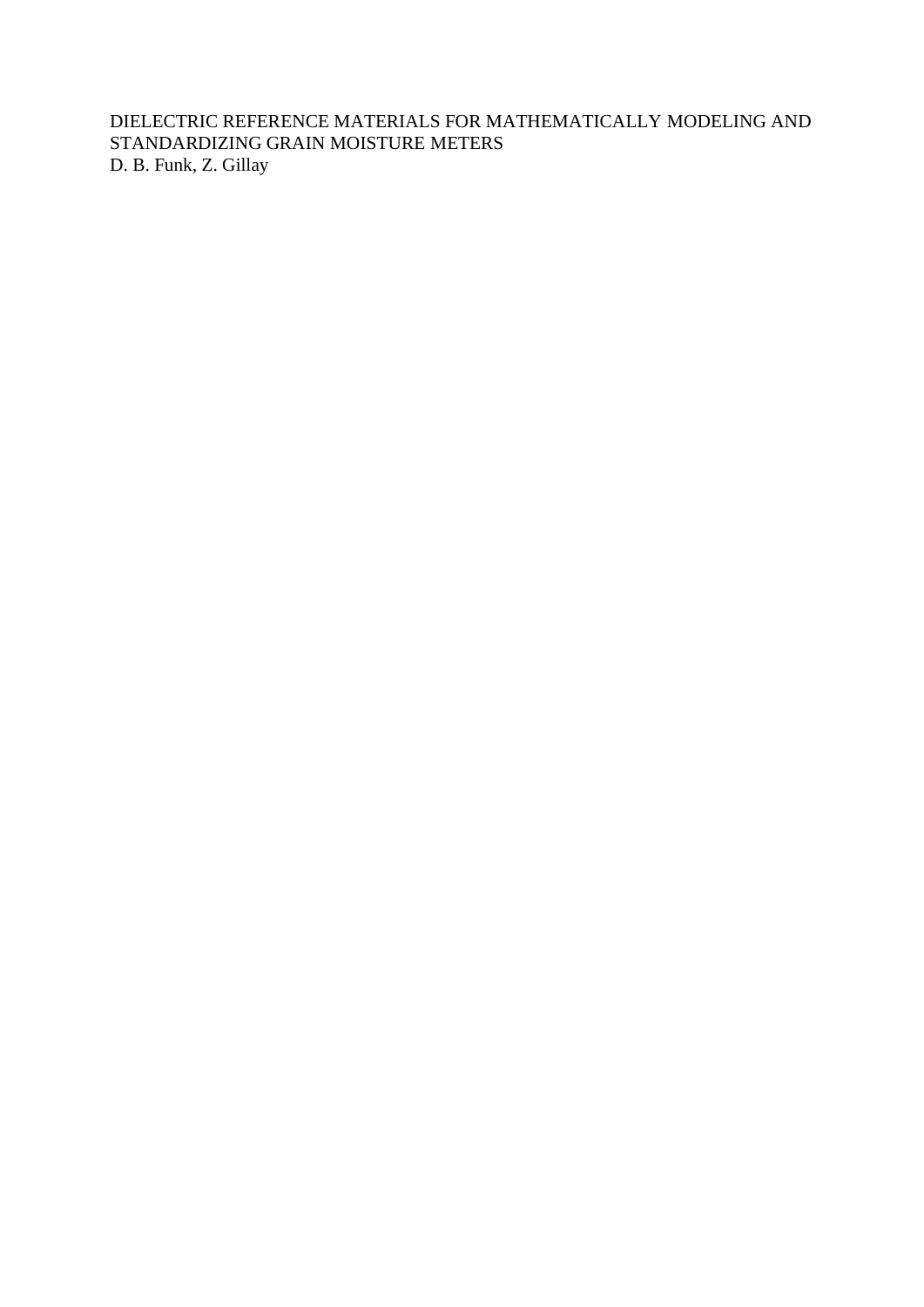DIELECTRIC REFERENCE MATERIALS FOR MATHEMATICALLY MODELING AND STANDARDIZING GRAIN MOISTURE METERS
D. B. Funk, Z. Gillay